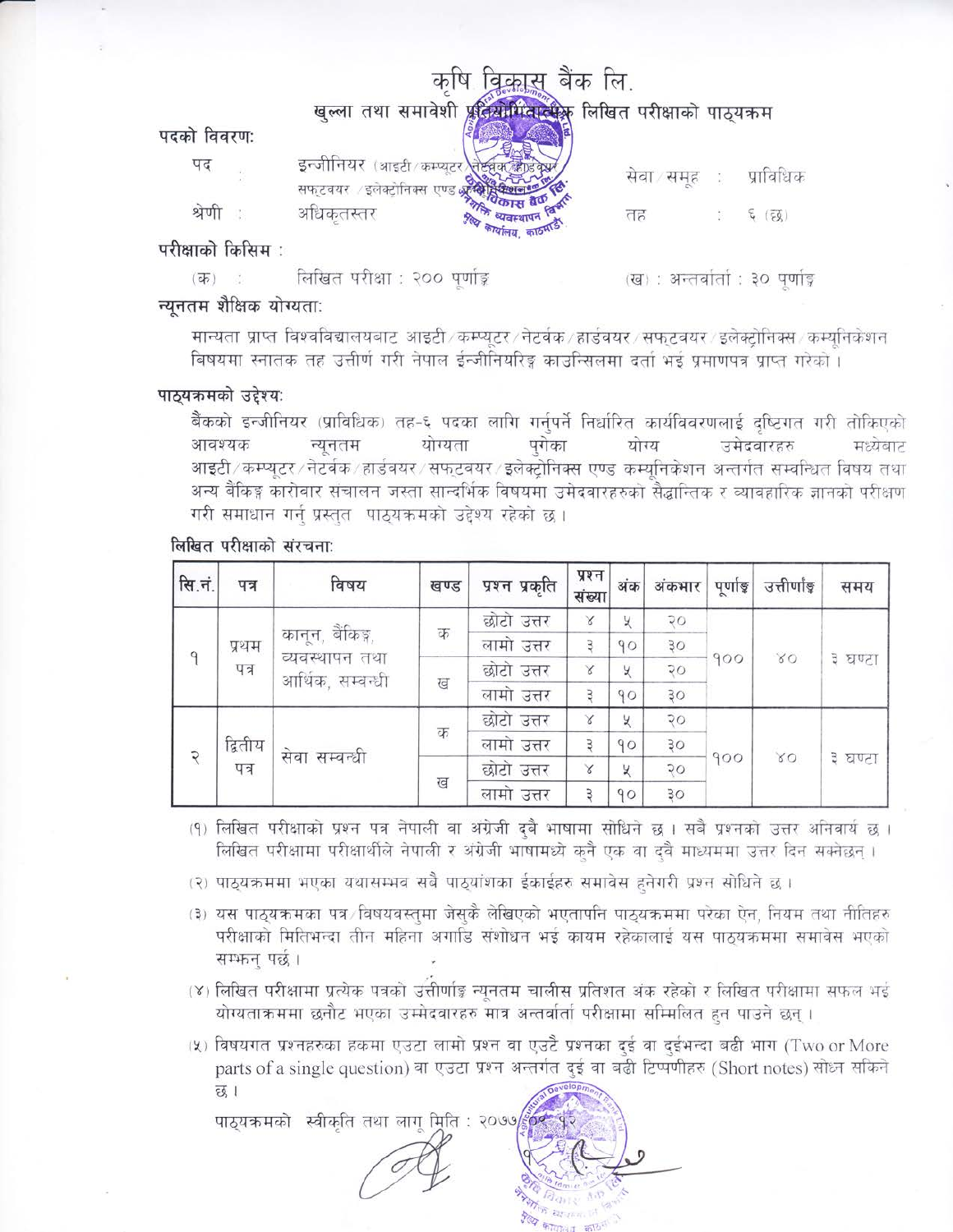# कृषि विकास बैंक लि.

## खुल्ला तथा समावेशी प्रतियोगितात्मक लिखित परीक्षाको पाठ्यक्रम

**पदको विवरण:**

| | | | |
|---|---|---|---|
| पद : | इन्जीनियर (आइटी/कम्प्युटर/नेटवर्क/हार्डवयर/सफटवयर/इलेक्ट्रोनिक्स एण्ड कम्युनिकेशन) | सेवा/समूह : | प्राविधिक |
| श्रेणी : | अधिकृतस्तर | तह : | ६ (छ) |

**परीक्षाको किसिम :**

(क) : लिखित परीक्षा : २०० पूर्णाङ्क (ख) : अन्तर्वार्ता : ३० पूर्णाङ्क

**न्यूनतम शैक्षिक योग्यता:**

मान्यता प्राप्त विश्वविद्यालयबाट आइटी/कम्प्युटर/नेटवर्क/हार्डवयर/सफटवयर/इलेक्ट्रोनिक्स/कम्युनिकेशन विषयमा स्नातक तह उत्तीर्ण गरी नेपाल ईन्जीनियरिङ्ग काउन्सिलमा दर्ता भई प्रमाणपत्र प्राप्त गरेको ।

**पाठ्यक्रमको उद्देश्य:**

बैंकको इन्जीनियर (प्राविधिक) तह-६ पदका लागि गर्नुपर्ने निर्धारित कार्यविवरणलाई दृष्टिगत गरी तोकिएको आवश्यक न्यूनतम योग्यता पुगेका योग्य उमेदवारहरु मध्येबाट आइटी/कम्प्युटर/नेटवर्क/हार्डवयर/सफटवयर/इलेक्ट्रोनिक्स एण्ड कम्युनिकेशन अन्तर्गत सम्बन्धित विषय तथा अन्य बैंकिङ्ग कारोबार संचालन जस्ता सान्दर्भिक विषयमा उमेदवारहरुको सैद्धान्तिक र व्यावहारिक ज्ञानको परीक्षण गरी समाधान गर्नु प्रस्तुत पाठ्यक्रमको उद्देश्य रहेको छ ।

**लिखित परीक्षाको संरचना:**

| सि.नं. | पत्र | विषय | खण्ड | प्रश्न प्रकृति | प्रश्न संख्या | अंक | अंकभार | पूर्णाङ्क | उत्तीर्णाङ्क | समय |
|---|---|---|---|---|---|---|---|---|---|---|
| १ | प्रथम पत्र | कानून, बैंकिङ्ग, व्यवस्थापन तथा आर्थिक, सम्बन्धी | क | छोटो उत्तर | ४ | ५ | २० | १०० | ४० | ३ घण्टा |
| | | | | लामो उत्तर | ३ | १० | ३० | | | |
| | | | ख | छोटो उत्तर | ४ | ५ | २० | | | |
| | | | | लामो उत्तर | ३ | १० | ३० | | | |
| २ | द्वितीय पत्र | सेवा सम्बन्धी | क | छोटो उत्तर | ४ | ५ | २० | १०० | ४० | ३ घण्टा |
| | | | | लामो उत्तर | ३ | १० | ३० | | | |
| | | | ख | छोटो उत्तर | ४ | ५ | २० | | | |
| | | | | लामो उत्तर | ३ | १० | ३० | | | |

(१) लिखित परीक्षाको प्रश्न पत्र नेपाली वा अंग्रेजी दुवै भाषामा सोधिने छ । सबै प्रश्नको उत्तर अनिवार्य छ । लिखित परीक्षामा परीक्षार्थीले नेपाली र अंग्रेजी भाषामध्ये कुनै एक वा दुवै माध्यममा उत्तर दिन सक्नेछन् ।

(२) पाठ्यक्रममा भएका यथासम्भव सबै पाठ्यांशका ईकाईहरु समावेस हुनेगरी प्रश्न सोधिने छ ।

(३) यस पाठ्यक्रमका पत्र/विषयवस्तुमा जेसुकै लेखिएको भएतापनि पाठ्यक्रममा परेका ऐन, नियम तथा नीतिहरु परीक्षाको मितिभन्दा तीन महिना अगाडि संशोधन भई कायम रहेकालाई यस पाठ्यक्रममा समावेस भएको सम्झनु पर्छ ।

(४) लिखित परीक्षामा प्रत्येक पत्रको उत्तीर्णाङ्क न्यूनतम चालीस प्रतिशत अंक रहेको र लिखित परीक्षामा सफल भई योग्यताक्रममा छनौट भएका उम्मेदवारहरु मात्र अन्तर्वार्ता परीक्षामा सम्मिलित हुन पाउने छन् ।

(५) विषयगत प्रश्नहरुका हकमा एउटा लामो प्रश्न वा एउटै प्रश्नका दुई वा दुईभन्दा बढी भाग (Two or More parts of a single question) वा एउटा प्रश्न अन्तर्गत दुई वा बढी टिप्पणीहरु (Short notes) सोध्न सकिने छ ।

पाठ्यक्रमको स्वीकृति तथा लागू मिति : २०७७/०९/१२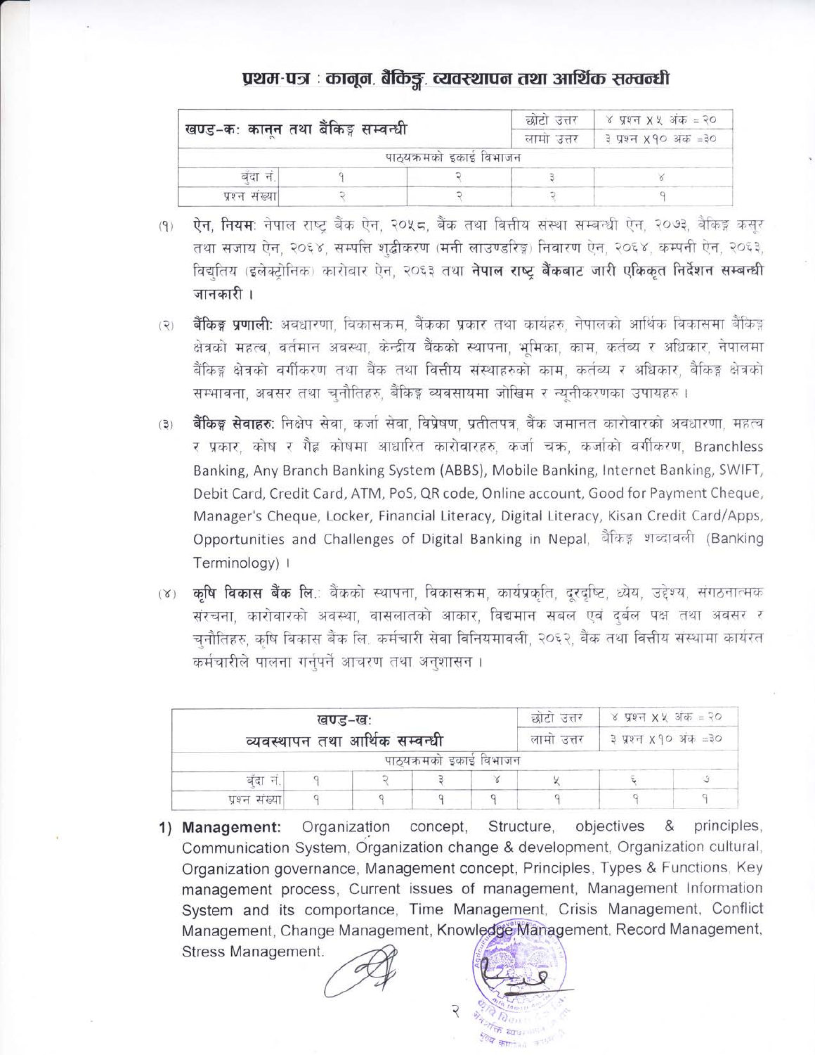# प्रथम-पत्र : कानून, बैंकिङ्ग, व्यवस्थापन तथा आर्थिक सम्बन्धी

| खण्ड–क: कानून तथा बैंकिङ्ग सम्बन्धी | | | छोटो उत्तर | ४ प्रश्न X ५ अंक = २० |
|---|---|---|---|---|
| | | | लामो उत्तर | ३ प्रश्न X १० अंक = ३० |
| पाठ्यक्रमको इकाई विभाजन | | | | |
| बुँदा नं. | १ | २ | ३ | ४ |
| प्रश्न संख्या | २ | २ | २ | १ |

(१) **ऐन, नियम:** नेपाल राष्ट्र बैंक ऐन, २०५८, बैंक तथा वित्तीय संस्था सम्बन्धी ऐन, २०७३, बैंकिङ्ग कसूर तथा सजाय ऐन, २०६४, सम्पत्ति शुद्धीकरण (मनी लाउण्डरिङ्ग) निवारण ऐन, २०६४, कम्पनी ऐन, २०६३, विद्युतिय (इलेक्ट्रोनिक) कारोबार ऐन, २०६३ तथा **नेपाल राष्ट्र बैंकबाट जारी एकिकृत निर्देशन सम्बन्धी जानकारी ।**

(२) **बैंकिङ्ग प्रणाली:** अवधारणा, विकासक्रम, बैंकका प्रकार तथा कार्यहरु, नेपालको आर्थिक विकासमा बैंकिङ्ग क्षेत्रको महत्व, वर्तमान अवस्था, केन्द्रीय बैंकको स्थापना, भूमिका, काम, कर्तव्य र अधिकार, नेपालमा बैंकिङ्ग क्षेत्रको वर्गीकरण तथा बैंक तथा वित्तीय संस्थाहरुको काम, कर्तव्य र अधिकार, बैंकिङ्ग क्षेत्रको सम्भावना, अवसर तथा चुनौतिहरु, बैंकिङ्ग व्यवसायमा जोखिम र न्यूनीकरणका उपायहरु ।

(३) **बैंकिङ्ग सेवाहरु:** निक्षेप सेवा, कर्जा सेवा, विप्रेषण, प्रतीतपत्र, बैंक जमानत कारोवारको अवधारणा, महत्व र प्रकार, कोष र गैह्र कोषमा आधारित कारोवारहरु, कर्जा चक्र, कर्जाको वर्गीकरण, Branchless Banking, Any Branch Banking System (ABBS), Mobile Banking, Internet Banking, SWIFT, Debit Card, Credit Card, ATM, PoS, QR code, Online account, Good for Payment Cheque, Manager's Cheque, Locker, Financial Literacy, Digital Literacy, Kisan Credit Card/Apps, Opportunities and Challenges of Digital Banking in Nepal, बैंकिङ्ग शब्दावली (Banking Terminology) ।

(४) **कृषि विकास बैंक लि.:** बैंकको स्थापना, विकासक्रम, कार्यप्रकृति, दूरदृष्टि, ध्येय, उद्देश्य, संगठनात्मक संरचना, कारोवारको अवस्था, वासलातको आकार, विद्यमान सबल एवं दुर्बल पक्ष तथा अवसर र चुनौतिहरु, कृषि विकास बैंक लि. कर्मचारी सेवा विनियमावली, २०६२, बैंक तथा वित्तीय संस्थामा कार्यरत कर्मचारीले पालना गर्नुपर्ने आचरण तथा अनुशासन ।

| खण्ड–ख: व्यवस्थापन तथा आर्थिक सम्बन्धी | | | | | छोटो उत्तर | ४ प्रश्न X ५ अंक = २० |
|---|---|---|---|---|---|---|
| | | | | | लामो उत्तर | ३ प्रश्न X १० अंक = ३० |
| पाठ्यक्रमको इकाई विभाजन | | | | | | | |
| बुँदा नं. | १ | २ | ३ | ४ | ५ | ६ | ७ |
| प्रश्न संख्या | १ | १ | १ | १ | १ | १ | १ |

1) **Management:** Organization concept, Structure, objectives & principles, Communication System, Organization change & development, Organization cultural, Organization governance, Management concept, Principles, Types & Functions, Key management process, Current issues of management, Management Information System and its comportance, Time Management, Crisis Management, Conflict Management, Change Management, Knowledge Management, Record Management, Stress Management.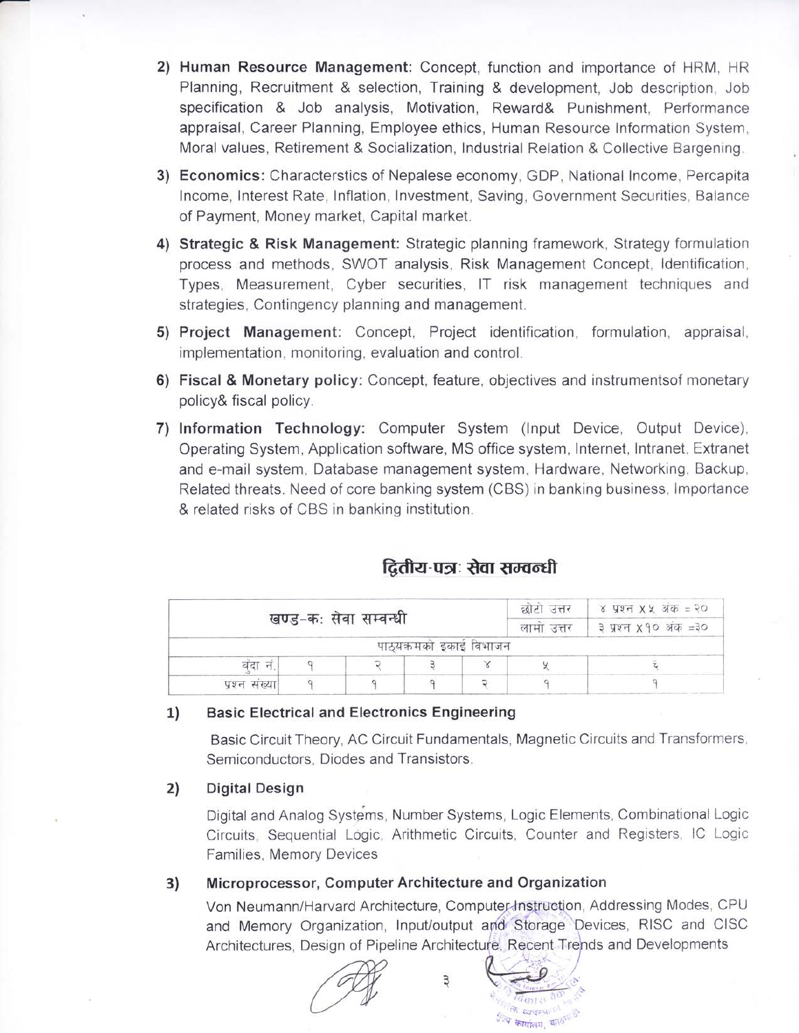2) **Human Resource Management:** Concept, function and importance of HRM, HR Planning, Recruitment & selection, Training & development, Job description, Job specification & Job analysis, Motivation, Reward& Punishment, Performance appraisal, Career Planning, Employee ethics, Human Resource Information System, Moral values, Retirement & Socialization, Industrial Relation & Collective Bargening.

3) **Economics:** Characterstics of Nepalese economy, GDP, National Income, Percapita Income, Interest Rate, Inflation, Investment, Saving, Government Securities, Balance of Payment, Money market, Capital market.

4) **Strategic & Risk Management:** Strategic planning framework, Strategy formulation process and methods, SWOT analysis, Risk Management Concept, Identification, Types, Measurement, Cyber securities, IT risk management techniques and strategies, Contingency planning and management.

5) **Project Management:** Concept, Project identification, formulation, appraisal, implementation, monitoring, evaluation and control.

6) **Fiscal & Monetary policy:** Concept, feature, objectives and instrumentsof monetary policy& fiscal policy.

7) **Information Technology:** Computer System (Input Device, Output Device), Operating System, Application software, MS office system, Internet, Intranet, Extranet and e-mail system, Database management system, Hardware, Networking, Backup, Related threats. Need of core banking system (CBS) in banking business, Importance & related risks of CBS in banking institution.

## द्वितीय-पत्र: सेवा सम्बन्धी

| खण्ड–क: सेवा सम्बन्धी | | | | | छोटो उत्तर | ४ प्रश्न X ५ अंक = २० |
|---|---|---|---|---|---|---|
| | | | | | लामो उत्तर | ३ प्रश्न X १० अंक =३० |
| पाठ्यक्रमको इकाई विभाजन | | | | | | |
| बुँदा नं. | १ | २ | ३ | ४ | ५ | ६ |
| प्रश्न संख्या | १ | १ | १ | २ | १ | १ |

### 1) Basic Electrical and Electronics Engineering

Basic Circuit Theory, AC Circuit Fundamentals, Magnetic Circuits and Transformers, Semiconductors, Diodes and Transistors.

### 2) Digital Design

Digital and Analog Systems, Number Systems, Logic Elements, Combinational Logic Circuits, Sequential Logic, Arithmetic Circuits, Counter and Registers, IC Logic Families, Memory Devices

### 3) Microprocessor, Computer Architecture and Organization

Von Neumann/Harvard Architecture, Computer Instruction, Addressing Modes, CPU and Memory Organization, Input/output and Storage Devices, RISC and CISC Architectures, Design of Pipeline Architecture, Recent Trends and Developments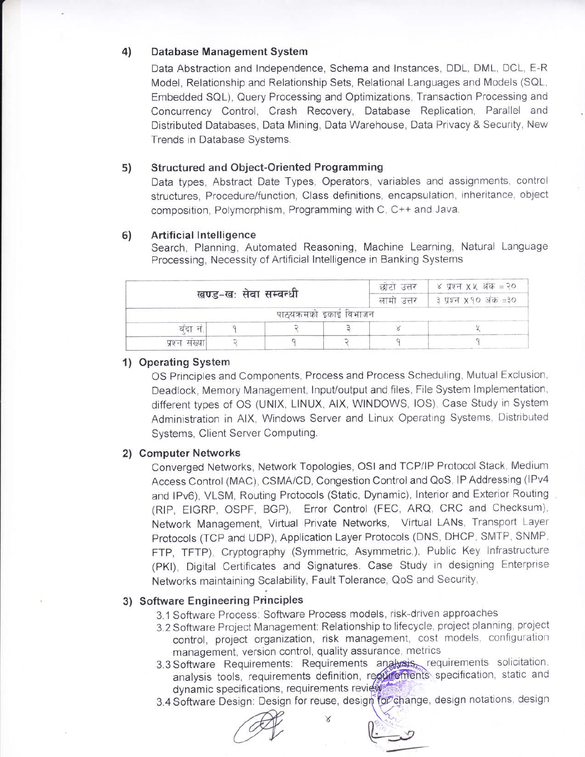### 4) Database Management System

Data Abstraction and Independence, Schema and Instances, DDL, DML, DCL, E-R Model, Relationship and Relationship Sets, Relational Languages and Models (SQL, Embedded SQL), Query Processing and Optimizations, Transaction Processing and Concurrency Control, Crash Recovery, Database Replication, Parallel and Distributed Databases, Data Mining, Data Warehouse, Data Privacy & Security, New Trends in Database Systems.

### 5) Structured and Object-Oriented Programming

Data types, Abstract Date Types, Operators, variables and assignments, control structures, Procedure/function, Class definitions, encapsulation, inheritance, object composition, Polymorphism, Programming with C, C++ and Java.

### 6) Artificial Intelligence

Search, Planning, Automated Reasoning, Machine Learning, Natural Language Processing, Necessity of Artificial Intelligence in Banking Systems

| खण्ड–खः सेवा सम्बन्धी | | | | छोटो उत्तर | ४ प्रश्न x ५ अंक = २० |
|---|---|---|---|---|---|
| | | | | लामो उत्तर | ३ प्रश्न x १० अंक =३० |
| पाठ्यक्रमको इकाई विभाजन | | | | | |
| बुँदा नं. | १ | २ | ३ | ४ | ५ |
| प्रश्न संख्या | २ | १ | २ | १ | १ |

### 1) Operating System

OS Principles and Components, Process and Process Scheduling, Mutual Exclusion, Deadlock, Memory Management, Input/output and files, File System Implementation, different types of OS (UNIX, LINUX, AIX, WINDOWS, IOS), Case Study in System Administration in AIX, Windows Server and Linux Operating Systems, Distributed Systems, Client Server Computing.

### 2) Computer Networks

Converged Networks, Network Topologies, OSI and TCP/IP Protocol Stack, Medium Access Control (MAC), CSMA/CD, Congestion Control and QoS, IP Addressing (IPv4 and IPv6), VLSM, Routing Protocols (Static, Dynamic), Interior and Exterior Routing (RIP, EIGRP, OSPF, BGP), Error Control (FEC, ARQ, CRC and Checksum), Network Management, Virtual Private Networks, Virtual LANs, Transport Layer Protocols (TCP and UDP), Application Layer Protocols (DNS, DHCP, SMTP, SNMP, FTP, TFTP), Cryptography (Symmetric, Asymmetric,), Public Key Infrastructure (PKI), Digital Certificates and Signatures. Case Study in designing Enterprise Networks maintaining Scalability, Fault Tolerance, QoS and Security,

### 3) Software Engineering Principles

3.1 Software Process: Software Process models, risk-driven approaches

3.2 Software Project Management: Relationship to lifecycle, project planning, project control, project organization, risk management, cost models, configuration management, version control, quality assurance, metrics

3.3 Software Requirements: Requirements analysis, requirements solicitation, analysis tools, requirements definition, requirements specification, static and dynamic specifications, requirements review

3.4 Software Design: Design for reuse, design for change, design notations, design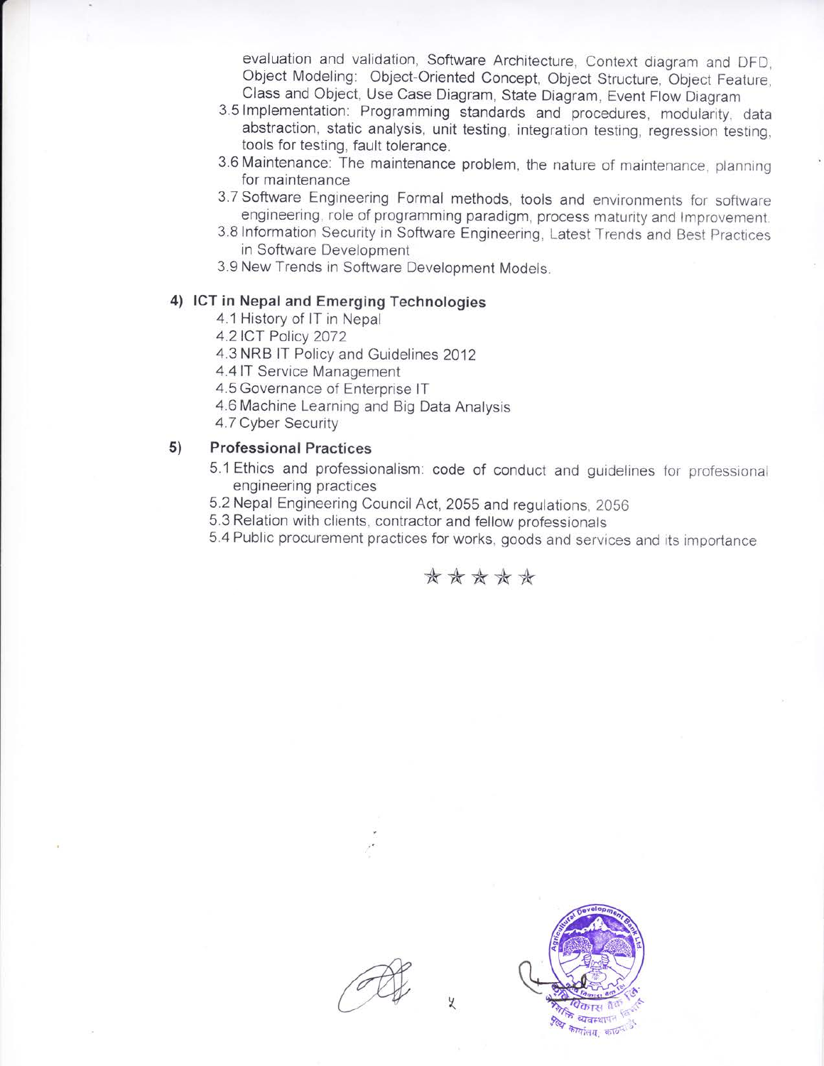evaluation and validation, Software Architecture, Context diagram and DFD, Object Modeling: Object-Oriented Concept, Object Structure, Object Feature, Class and Object, Use Case Diagram, State Diagram, Event Flow Diagram

3.5 Implementation: Programming standards and procedures, modularity, data abstraction, static analysis, unit testing, integration testing, regression testing, tools for testing, fault tolerance.

3.6 Maintenance: The maintenance problem, the nature of maintenance, planning for maintenance

3.7 Software Engineering Formal methods, tools and environments for software engineering, role of programming paradigm, process maturity and Improvement.

3.8 Information Security in Software Engineering, Latest Trends and Best Practices in Software Development

3.9 New Trends in Software Development Models.

## 4) ICT in Nepal and Emerging Technologies

4.1 History of IT in Nepal

4.2 ICT Policy 2072

4.3 NRB IT Policy and Guidelines 2012

4.4 IT Service Management

4.5 Governance of Enterprise IT

4.6 Machine Learning and Big Data Analysis

4.7 Cyber Security

## 5) Professional Practices

5.1 Ethics and professionalism: code of conduct and guidelines for professional engineering practices

5.2 Nepal Engineering Council Act, 2055 and regulations, 2056

5.3 Relation with clients, contractor and fellow professionals

5.4 Public procurement practices for works, goods and services and its importance

★★★★★